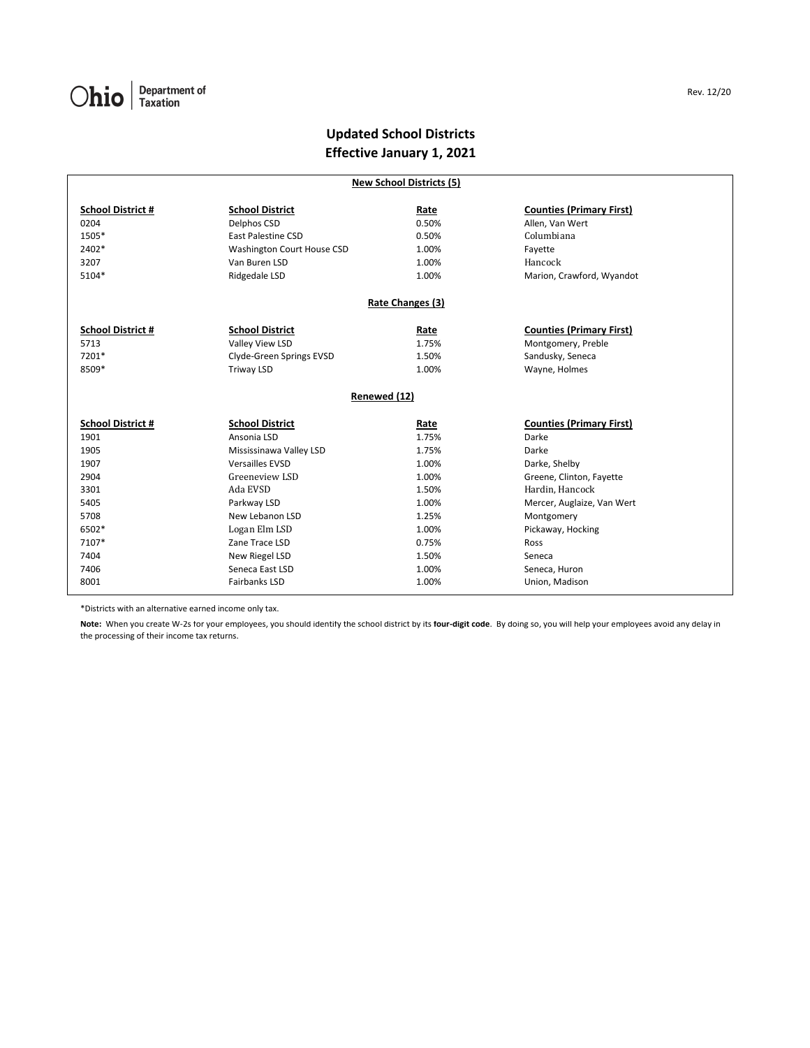Ohio | Department of Taxation

Rev. 12/20

# Updated School Districts
## Effective January 1, 2021

### New School Districts (5)

| School District # | School District | Rate | Counties (Primary First) |
|---|---|---|---|
| 0204 | Delphos CSD | 0.50% | Allen, Van Wert |
| 1505* | East Palestine CSD | 0.50% | Columbiana |
| 2402* | Washington Court House CSD | 1.00% | Fayette |
| 3207 | Van Buren LSD | 1.00% | Hancock |
| 5104* | Ridgedale LSD | 1.00% | Marion, Crawford, Wyandot |

### Rate Changes (3)

| School District # | School District | Rate | Counties (Primary First) |
|---|---|---|---|
| 5713 | Valley View LSD | 1.75% | Montgomery, Preble |
| 7201* | Clyde-Green Springs EVSD | 1.50% | Sandusky, Seneca |
| 8509* | Triway LSD | 1.00% | Wayne, Holmes |

### Renewed (12)

| School District # | School District | Rate | Counties (Primary First) |
|---|---|---|---|
| 1901 | Ansonia LSD | 1.75% | Darke |
| 1905 | Mississinawa Valley LSD | 1.75% | Darke |
| 1907 | Versailles EVSD | 1.00% | Darke, Shelby |
| 2904 | Greeneview LSD | 1.00% | Greene, Clinton, Fayette |
| 3301 | Ada EVSD | 1.50% | Hardin, Hancock |
| 5405 | Parkway LSD | 1.00% | Mercer, Auglaize, Van Wert |
| 5708 | New Lebanon LSD | 1.25% | Montgomery |
| 6502* | Logan Elm LSD | 1.00% | Pickaway, Hocking |
| 7107* | Zane Trace LSD | 0.75% | Ross |
| 7404 | New Riegel LSD | 1.50% | Seneca |
| 7406 | Seneca East LSD | 1.00% | Seneca, Huron |
| 8001 | Fairbanks LSD | 1.00% | Union, Madison |

*Districts with an alternative earned income only tax.

**Note:** When you create W-2s for your employees, you should identify the school district by its **four-digit code**. By doing so, you will help your employees avoid any delay in the processing of their income tax returns.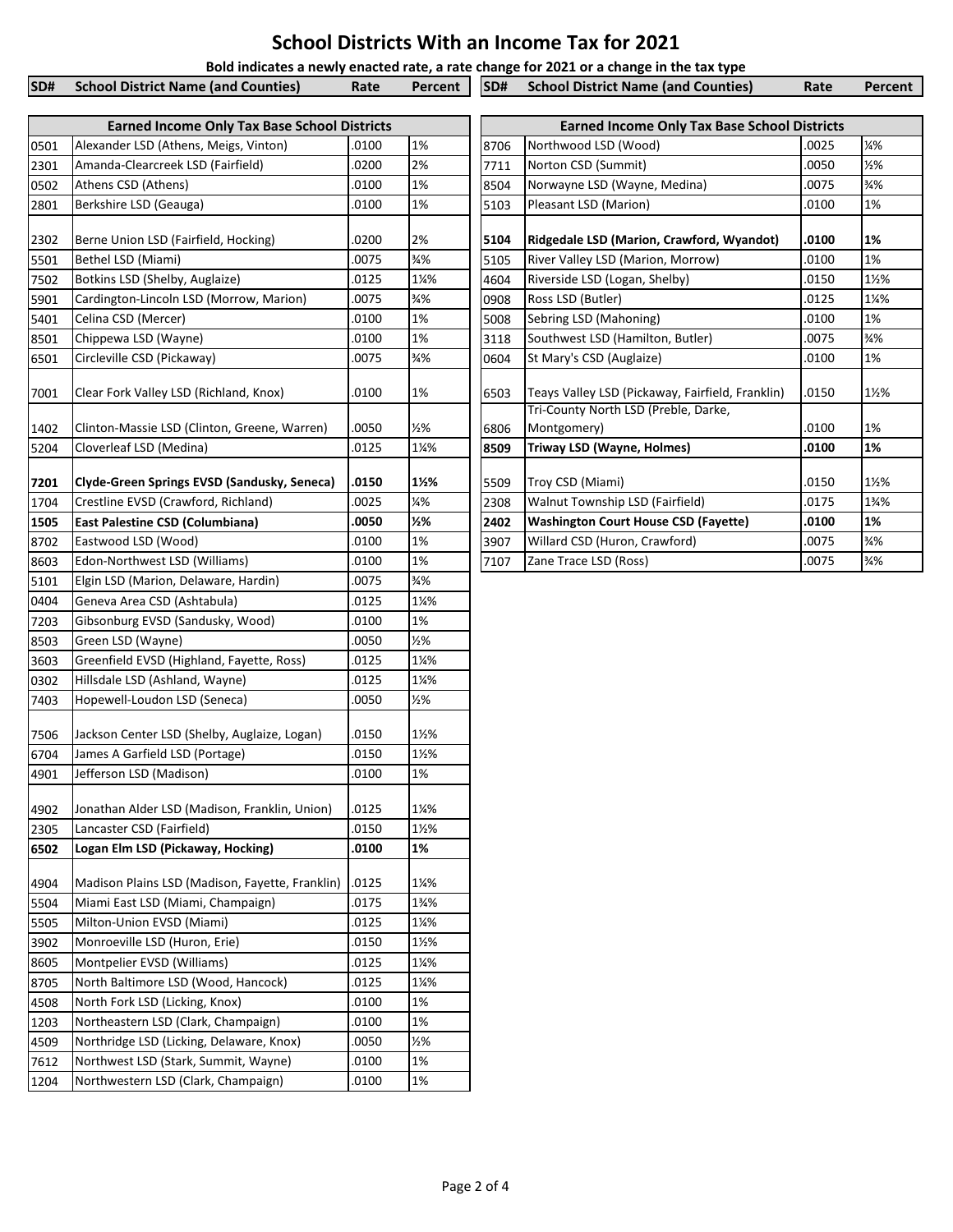# School Districts With an Income Tax for 2021

**Bold indicates a newly enacted rate, a rate change for 2021 or a change in the tax type**

| SD# | School District Name (and Counties) | Rate | Percent |
|---|---|---|---|
| | **Earned Income Only Tax Base School Districts** | | |
| 0501 | Alexander LSD (Athens, Meigs, Vinton) | .0100 | 1% |
| 2301 | Amanda-Clearcreek LSD (Fairfield) | .0200 | 2% |
| 0502 | Athens CSD (Athens) | .0100 | 1% |
| 2801 | Berkshire LSD (Geauga) | .0100 | 1% |
| 2302 | Berne Union LSD (Fairfield, Hocking) | .0200 | 2% |
| 5501 | Bethel LSD (Miami) | .0075 | ¾% |
| 7502 | Botkins LSD (Shelby, Auglaize) | .0125 | 1¼% |
| 5901 | Cardington-Lincoln LSD (Morrow, Marion) | .0075 | ¾% |
| 5401 | Celina CSD (Mercer) | .0100 | 1% |
| 8501 | Chippewa LSD (Wayne) | .0100 | 1% |
| 6501 | Circleville CSD (Pickaway) | .0075 | ¾% |
| 7001 | Clear Fork Valley LSD (Richland, Knox) | .0100 | 1% |
| 1402 | Clinton-Massie LSD (Clinton, Greene, Warren) | .0050 | ½% |
| 5204 | Cloverleaf LSD (Medina) | .0125 | 1¼% |
| **7201** | **Clyde-Green Springs EVSD (Sandusky, Seneca)** | **.0150** | **1½%** |
| 1704 | Crestline EVSD (Crawford, Richland) | .0025 | ¼% |
| **1505** | **East Palestine CSD (Columbiana)** | **.0050** | **½%** |
| 8702 | Eastwood LSD (Wood) | .0100 | 1% |
| 8603 | Edon-Northwest LSD (Williams) | .0100 | 1% |
| 5101 | Elgin LSD (Marion, Delaware, Hardin) | .0075 | ¾% |
| 0404 | Geneva Area CSD (Ashtabula) | .0125 | 1¼% |
| 7203 | Gibsonburg EVSD (Sandusky, Wood) | .0100 | 1% |
| 8503 | Green LSD (Wayne) | .0050 | ½% |
| 3603 | Greenfield EVSD (Highland, Fayette, Ross) | .0125 | 1¼% |
| 0302 | Hillsdale LSD (Ashland, Wayne) | .0125 | 1¼% |
| 7403 | Hopewell-Loudon LSD (Seneca) | .0050 | ½% |
| 7506 | Jackson Center LSD (Shelby, Auglaize, Logan) | .0150 | 1½% |
| 6704 | James A Garfield LSD (Portage) | .0150 | 1½% |
| 4901 | Jefferson LSD (Madison) | .0100 | 1% |
| 4902 | Jonathan Alder LSD (Madison, Franklin, Union) | .0125 | 1¼% |
| 2305 | Lancaster CSD (Fairfield) | .0150 | 1½% |
| **6502** | **Logan Elm LSD (Pickaway, Hocking)** | **.0100** | **1%** |
| 4904 | Madison Plains LSD (Madison, Fayette, Franklin) | .0125 | 1¼% |
| 5504 | Miami East LSD (Miami, Champaign) | .0175 | 1¾% |
| 5505 | Milton-Union EVSD (Miami) | .0125 | 1¼% |
| 3902 | Monroeville LSD (Huron, Erie) | .0150 | 1½% |
| 8605 | Montpelier EVSD (Williams) | .0125 | 1¼% |
| 8705 | North Baltimore LSD (Wood, Hancock) | .0125 | 1¼% |
| 4508 | North Fork LSD (Licking, Knox) | .0100 | 1% |
| 1203 | Northeastern LSD (Clark, Champaign) | .0100 | 1% |
| 4509 | Northridge LSD (Licking, Delaware, Knox) | .0050 | ½% |
| 7612 | Northwest LSD (Stark, Summit, Wayne) | .0100 | 1% |
| 1204 | Northwestern LSD (Clark, Champaign) | .0100 | 1% |
| 8706 | Northwood LSD (Wood) | .0025 | ¼% |
| 7711 | Norton CSD (Summit) | .0050 | ½% |
| 8504 | Norwayne LSD (Wayne, Medina) | .0075 | ¾% |
| 5103 | Pleasant LSD (Marion) | .0100 | 1% |
| **5104** | **Ridgedale LSD (Marion, Crawford, Wyandot)** | **.0100** | **1%** |
| 5105 | River Valley LSD (Marion, Morrow) | .0100 | 1% |
| 4604 | Riverside LSD (Logan, Shelby) | .0150 | 1½% |
| 0908 | Ross LSD (Butler) | .0125 | 1¼% |
| 5008 | Sebring LSD (Mahoning) | .0100 | 1% |
| 3118 | Southwest LSD (Hamilton, Butler) | .0075 | ¾% |
| 0604 | St Mary's CSD (Auglaize) | .0100 | 1% |
| 6503 | Teays Valley LSD (Pickaway, Fairfield, Franklin) | .0150 | 1½% |
| 6806 | Tri-County North LSD (Preble, Darke, Montgomery) | .0100 | 1% |
| **8509** | **Triway LSD (Wayne, Holmes)** | **.0100** | **1%** |
| 5509 | Troy CSD (Miami) | .0150 | 1½% |
| 2308 | Walnut Township LSD (Fairfield) | .0175 | 1¾% |
| **2402** | **Washington Court House CSD (Fayette)** | **.0100** | **1%** |
| 3907 | Willard CSD (Huron, Crawford) | .0075 | ¾% |
| 7107 | Zane Trace LSD (Ross) | .0075 | ¾% |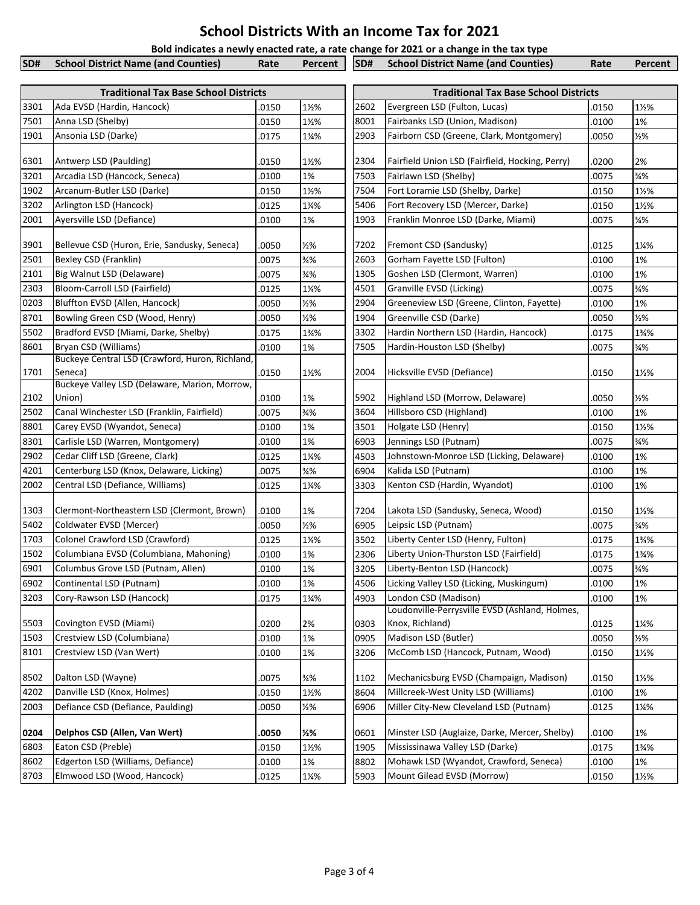# School Districts With an Income Tax for 2021

**Bold indicates a newly enacted rate, a rate change for 2021 or a change in the tax type**

| SD# | School District Name (and Counties) | Rate | Percent |
|---|---|---|---|
| | **Traditional Tax Base School Districts** | | |
| 3301 | Ada EVSD (Hardin, Hancock) | .0150 | 1½% |
| 7501 | Anna LSD (Shelby) | .0150 | 1½% |
| 1901 | Ansonia LSD (Darke) | .0175 | 1¾% |
| 6301 | Antwerp LSD (Paulding) | .0150 | 1½% |
| 3201 | Arcadia LSD (Hancock, Seneca) | .0100 | 1% |
| 1902 | Arcanum-Butler LSD (Darke) | .0150 | 1½% |
| 3202 | Arlington LSD (Hancock) | .0125 | 1¼% |
| 2001 | Ayersville LSD (Defiance) | .0100 | 1% |
| 3901 | Bellevue CSD (Huron, Erie, Sandusky, Seneca) | .0050 | ½% |
| 2501 | Bexley CSD (Franklin) | .0075 | ¾% |
| 2101 | Big Walnut LSD (Delaware) | .0075 | ¾% |
| 2303 | Bloom-Carroll LSD (Fairfield) | .0125 | 1¼% |
| 0203 | Bluffton EVSD (Allen, Hancock) | .0050 | ½% |
| 8701 | Bowling Green CSD (Wood, Henry) | .0050 | ½% |
| 5502 | Bradford EVSD (Miami, Darke, Shelby) | .0175 | 1¾% |
| 8601 | Bryan CSD (Williams) | .0100 | 1% |
| 1701 | Buckeye Central LSD (Crawford, Huron, Richland, Seneca) | .0150 | 1½% |
| 2102 | Buckeye Valley LSD (Delaware, Marion, Morrow, Union) | .0100 | 1% |
| 2502 | Canal Winchester LSD (Franklin, Fairfield) | .0075 | ¾% |
| 8801 | Carey EVSD (Wyandot, Seneca) | .0100 | 1% |
| 8301 | Carlisle LSD (Warren, Montgomery) | .0100 | 1% |
| 2902 | Cedar Cliff LSD (Greene, Clark) | .0125 | 1¼% |
| 4201 | Centerburg LSD (Knox, Delaware, Licking) | .0075 | ¾% |
| 2002 | Central LSD (Defiance, Williams) | .0125 | 1¼% |
| 1303 | Clermont-Northeastern LSD (Clermont, Brown) | .0100 | 1% |
| 5402 | Coldwater EVSD (Mercer) | .0050 | ½% |
| 1703 | Colonel Crawford LSD (Crawford) | .0125 | 1¼% |
| 1502 | Columbiana EVSD (Columbiana, Mahoning) | .0100 | 1% |
| 6901 | Columbus Grove LSD (Putnam, Allen) | .0100 | 1% |
| 6902 | Continental LSD (Putnam) | .0100 | 1% |
| 3203 | Cory-Rawson LSD (Hancock) | .0175 | 1¾% |
| 5503 | Covington EVSD (Miami) | .0200 | 2% |
| 1503 | Crestview LSD (Columbiana) | .0100 | 1% |
| 8101 | Crestview LSD (Van Wert) | .0100 | 1% |
| 8502 | Dalton LSD (Wayne) | .0075 | ¾% |
| 4202 | Danville LSD (Knox, Holmes) | .0150 | 1½% |
| 2003 | Defiance CSD (Defiance, Paulding) | .0050 | ½% |
| **0204** | **Delphos CSD (Allen, Van Wert)** | **.0050** | **½%** |
| 6803 | Eaton CSD (Preble) | .0150 | 1½% |
| 8602 | Edgerton LSD (Williams, Defiance) | .0100 | 1% |
| 8703 | Elmwood LSD (Wood, Hancock) | .0125 | 1¼% |
| 2602 | Evergreen LSD (Fulton, Lucas) | .0150 | 1½% |
| 8001 | Fairbanks LSD (Union, Madison) | .0100 | 1% |
| 2903 | Fairborn CSD (Greene, Clark, Montgomery) | .0050 | ½% |
| 2304 | Fairfield Union LSD (Fairfield, Hocking, Perry) | .0200 | 2% |
| 7503 | Fairlawn LSD (Shelby) | .0075 | ¾% |
| 7504 | Fort Loramie LSD (Shelby, Darke) | .0150 | 1½% |
| 5406 | Fort Recovery LSD (Mercer, Darke) | .0150 | 1½% |
| 1903 | Franklin Monroe LSD (Darke, Miami) | .0075 | ¾% |
| 7202 | Fremont CSD (Sandusky) | .0125 | 1¼% |
| 2603 | Gorham Fayette LSD (Fulton) | .0100 | 1% |
| 1305 | Goshen LSD (Clermont, Warren) | .0100 | 1% |
| 4501 | Granville EVSD (Licking) | .0075 | ¾% |
| 2904 | Greeneview LSD (Greene, Clinton, Fayette) | .0100 | 1% |
| 1904 | Greenville CSD (Darke) | .0050 | ½% |
| 3302 | Hardin Northern LSD (Hardin, Hancock) | .0175 | 1¾% |
| 7505 | Hardin-Houston LSD (Shelby) | .0075 | ¾% |
| 2004 | Hicksville EVSD (Defiance) | .0150 | 1½% |
| 5902 | Highland LSD (Morrow, Delaware) | .0050 | ½% |
| 3604 | Hillsboro CSD (Highland) | .0100 | 1% |
| 3501 | Holgate LSD (Henry) | .0150 | 1½% |
| 6903 | Jennings LSD (Putnam) | .0075 | ¾% |
| 4503 | Johnstown-Monroe LSD (Licking, Delaware) | .0100 | 1% |
| 6904 | Kalida LSD (Putnam) | .0100 | 1% |
| 3303 | Kenton CSD (Hardin, Wyandot) | .0100 | 1% |
| 7204 | Lakota LSD (Sandusky, Seneca, Wood) | .0150 | 1½% |
| 6905 | Leipsic LSD (Putnam) | .0075 | ¾% |
| 3502 | Liberty Center LSD (Henry, Fulton) | .0175 | 1¾% |
| 2306 | Liberty Union-Thurston LSD (Fairfield) | .0175 | 1¾% |
| 3205 | Liberty-Benton LSD (Hancock) | .0075 | ¾% |
| 4506 | Licking Valley LSD (Licking, Muskingum) | .0100 | 1% |
| 4903 | London CSD (Madison) | .0100 | 1% |
| 0303 | Loudonville-Perrysville EVSD (Ashland, Holmes, Knox, Richland) | .0125 | 1¼% |
| 0905 | Madison LSD (Butler) | .0050 | ½% |
| 3206 | McComb LSD (Hancock, Putnam, Wood) | .0150 | 1½% |
| 1102 | Mechanicsburg EVSD (Champaign, Madison) | .0150 | 1½% |
| 8604 | Millcreek-West Unity LSD (Williams) | .0100 | 1% |
| 6906 | Miller City-New Cleveland LSD (Putnam) | .0125 | 1¼% |
| 0601 | Minster LSD (Auglaize, Darke, Mercer, Shelby) | .0100 | 1% |
| 1905 | Mississinawa Valley LSD (Darke) | .0175 | 1¾% |
| 8802 | Mohawk LSD (Wyandot, Crawford, Seneca) | .0100 | 1% |
| 5903 | Mount Gilead EVSD (Morrow) | .0150 | 1½% |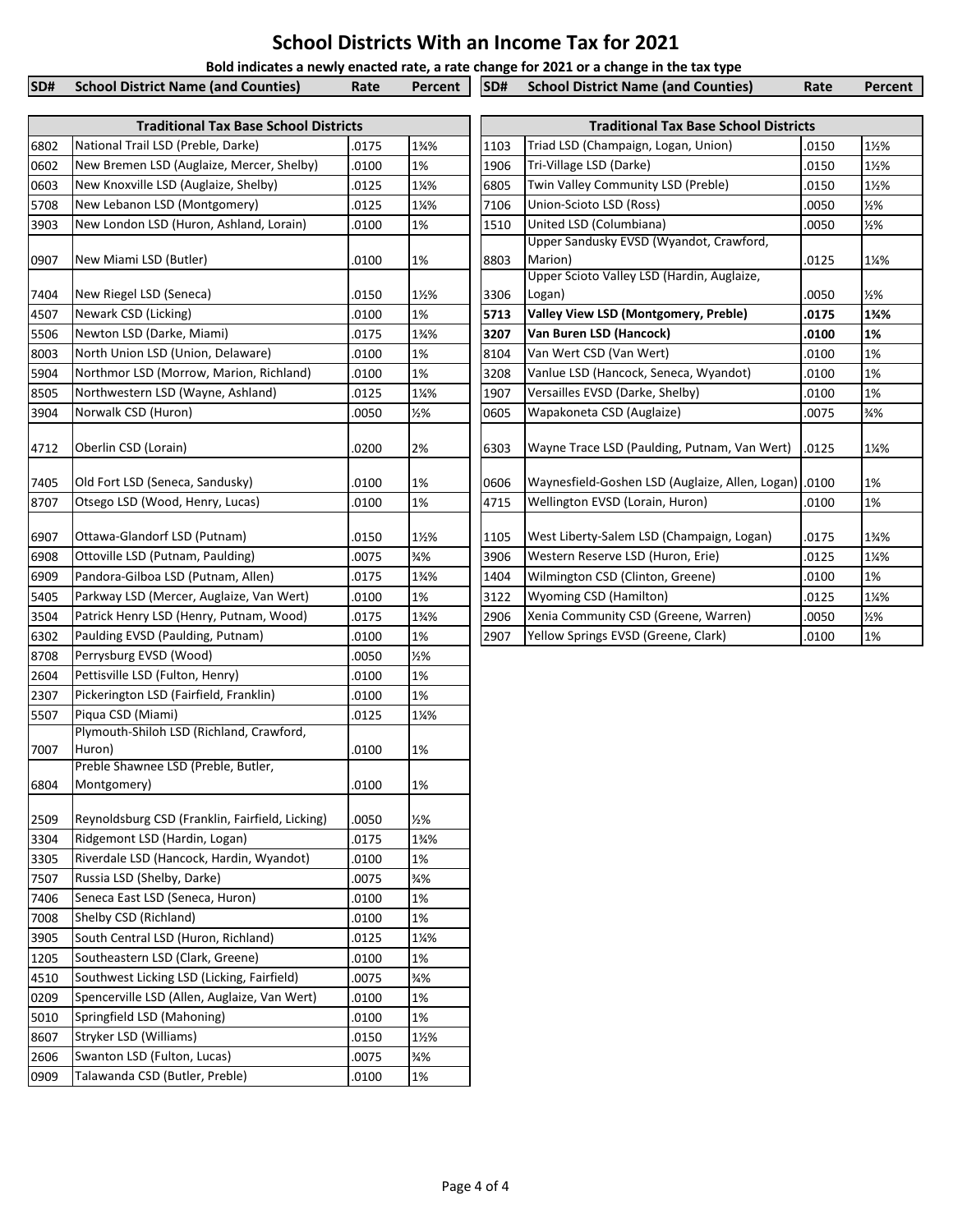# School Districts With an Income Tax for 2021

**Bold indicates a newly enacted rate, a rate change for 2021 or a change in the tax type**

| SD# | School District Name (and Counties) | Rate | Percent |
|---|---|---|---|
| | **Traditional Tax Base School Districts** | | |
| 6802 | National Trail LSD (Preble, Darke) | .0175 | 1¾% |
| 0602 | New Bremen LSD (Auglaize, Mercer, Shelby) | .0100 | 1% |
| 0603 | New Knoxville LSD (Auglaize, Shelby) | .0125 | 1¼% |
| 5708 | New Lebanon LSD (Montgomery) | .0125 | 1¼% |
| 3903 | New London LSD (Huron, Ashland, Lorain) | .0100 | 1% |
| 0907 | New Miami LSD (Butler) | .0100 | 1% |
| 7404 | New Riegel LSD (Seneca) | .0150 | 1½% |
| 4507 | Newark CSD (Licking) | .0100 | 1% |
| 5506 | Newton LSD (Darke, Miami) | .0175 | 1¾% |
| 8003 | North Union LSD (Union, Delaware) | .0100 | 1% |
| 5904 | Northmor LSD (Morrow, Marion, Richland) | .0100 | 1% |
| 8505 | Northwestern LSD (Wayne, Ashland) | .0125 | 1¼% |
| 3904 | Norwalk CSD (Huron) | .0050 | ½% |
| 4712 | Oberlin CSD (Lorain) | .0200 | 2% |
| 7405 | Old Fort LSD (Seneca, Sandusky) | .0100 | 1% |
| 8707 | Otsego LSD (Wood, Henry, Lucas) | .0100 | 1% |
| 6907 | Ottawa-Glandorf LSD (Putnam) | .0150 | 1½% |
| 6908 | Ottoville LSD (Putnam, Paulding) | .0075 | ¾% |
| 6909 | Pandora-Gilboa LSD (Putnam, Allen) | .0175 | 1¾% |
| 5405 | Parkway LSD (Mercer, Auglaize, Van Wert) | .0100 | 1% |
| 3504 | Patrick Henry LSD (Henry, Putnam, Wood) | .0175 | 1¾% |
| 6302 | Paulding EVSD (Paulding, Putnam) | .0100 | 1% |
| 8708 | Perrysburg EVSD (Wood) | .0050 | ½% |
| 2604 | Pettisville LSD (Fulton, Henry) | .0100 | 1% |
| 2307 | Pickerington LSD (Fairfield, Franklin) | .0100 | 1% |
| 5507 | Piqua CSD (Miami) | .0125 | 1¼% |
| 7007 | Plymouth-Shiloh LSD (Richland, Crawford, Huron) | .0100 | 1% |
| 6804 | Preble Shawnee LSD (Preble, Butler, Montgomery) | .0100 | 1% |
| 2509 | Reynoldsburg CSD (Franklin, Fairfield, Licking) | .0050 | ½% |
| 3304 | Ridgemont LSD (Hardin, Logan) | .0175 | 1¾% |
| 3305 | Riverdale LSD (Hancock, Hardin, Wyandot) | .0100 | 1% |
| 7507 | Russia LSD (Shelby, Darke) | .0075 | ¾% |
| 7406 | Seneca East LSD (Seneca, Huron) | .0100 | 1% |
| 7008 | Shelby CSD (Richland) | .0100 | 1% |
| 3905 | South Central LSD (Huron, Richland) | .0125 | 1¼% |
| 1205 | Southeastern LSD (Clark, Greene) | .0100 | 1% |
| 4510 | Southwest Licking LSD (Licking, Fairfield) | .0075 | ¾% |
| 0209 | Spencerville LSD (Allen, Auglaize, Van Wert) | .0100 | 1% |
| 5010 | Springfield LSD (Mahoning) | .0100 | 1% |
| 8607 | Stryker LSD (Williams) | .0150 | 1½% |
| 2606 | Swanton LSD (Fulton, Lucas) | .0075 | ¾% |
| 0909 | Talawanda CSD (Butler, Preble) | .0100 | 1% |
| 1103 | Triad LSD (Champaign, Logan, Union) | .0150 | 1½% |
| 1906 | Tri-Village LSD (Darke) | .0150 | 1½% |
| 6805 | Twin Valley Community LSD (Preble) | .0150 | 1½% |
| 7106 | Union-Scioto LSD (Ross) | .0050 | ½% |
| 1510 | United LSD (Columbiana) | .0050 | ½% |
| 8803 | Upper Sandusky EVSD (Wyandot, Crawford, Marion) | .0125 | 1¼% |
| 3306 | Upper Scioto Valley LSD (Hardin, Auglaize, Logan) | .0050 | ½% |
| **5713** | **Valley View LSD (Montgomery, Preble)** | **.0175** | **1¾%** |
| **3207** | **Van Buren LSD (Hancock)** | **.0100** | **1%** |
| 8104 | Van Wert CSD (Van Wert) | .0100 | 1% |
| 3208 | Vanlue LSD (Hancock, Seneca, Wyandot) | .0100 | 1% |
| 1907 | Versailles EVSD (Darke, Shelby) | .0100 | 1% |
| 0605 | Wapakoneta CSD (Auglaize) | .0075 | ¾% |
| 6303 | Wayne Trace LSD (Paulding, Putnam, Van Wert) | .0125 | 1¼% |
| 0606 | Waynesfield-Goshen LSD (Auglaize, Allen, Logan) | .0100 | 1% |
| 4715 | Wellington EVSD (Lorain, Huron) | .0100 | 1% |
| 1105 | West Liberty-Salem LSD (Champaign, Logan) | .0175 | 1¾% |
| 3906 | Western Reserve LSD (Huron, Erie) | .0125 | 1¼% |
| 1404 | Wilmington CSD (Clinton, Greene) | .0100 | 1% |
| 3122 | Wyoming CSD (Hamilton) | .0125 | 1¼% |
| 2906 | Xenia Community CSD (Greene, Warren) | .0050 | ½% |
| 2907 | Yellow Springs EVSD (Greene, Clark) | .0100 | 1% |